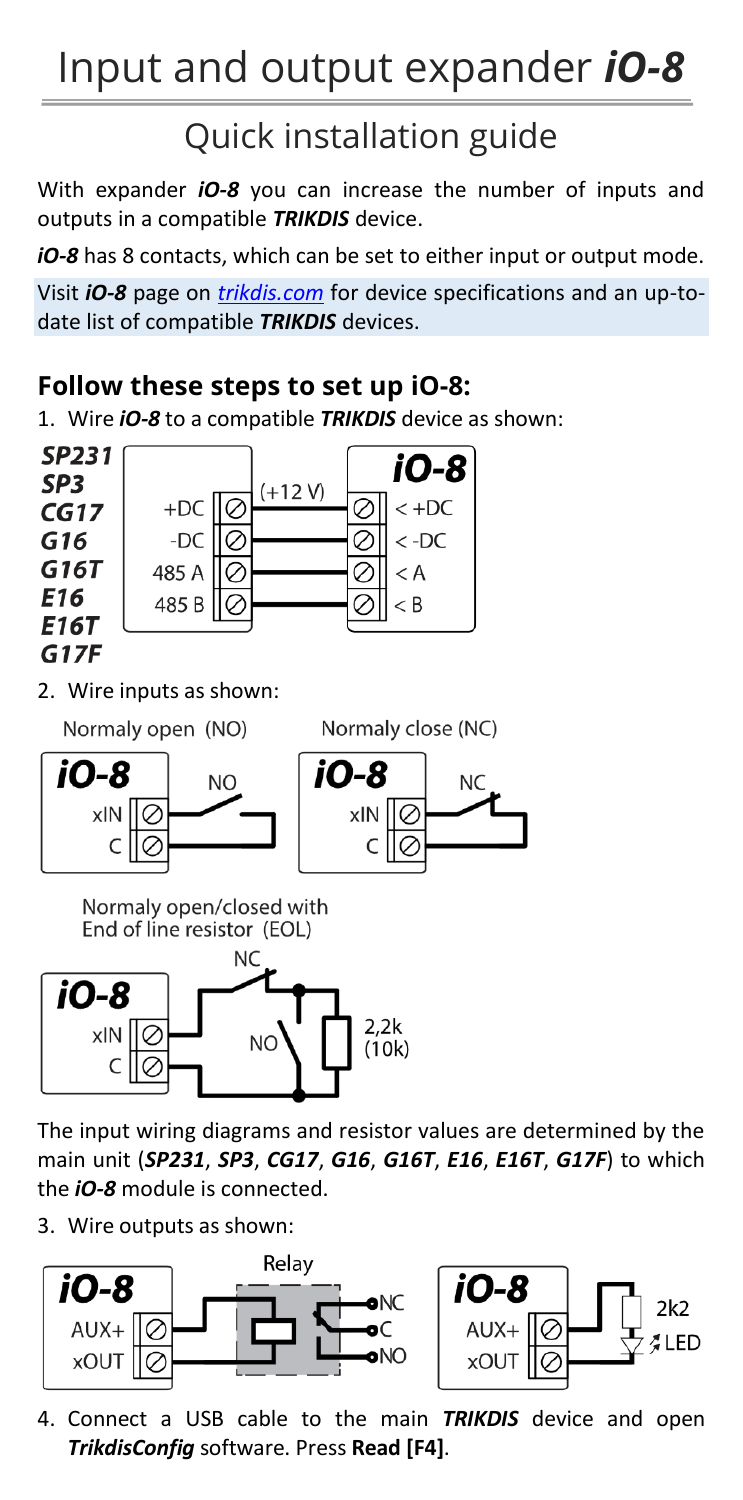# Input and output expander *iO-8*

## Quick installation guide

With expander ***iO-8*** you can increase the number of inputs and outputs in a compatible ***TRIKDIS*** device.

***iO-8*** has 8 contacts, which can be set to either input or output mode.

Visit ***iO-8*** page on *trikdis.com* for device specifications and an up-to-date list of compatible ***TRIKDIS*** devices.

### Follow these steps to set up iO-8:

1. Wire ***iO-8*** to a compatible ***TRIKDIS*** device as shown:

2. Wire inputs as shown:

The input wiring diagrams and resistor values are determined by the main unit (***SP231***, ***SP3***, ***CG17***, ***G16***, ***G16T***, ***E16***, ***E16T***, ***G17F***) to which the ***iO-8*** module is connected.

3. Wire outputs as shown:

4. Connect a USB cable to the main ***TRIKDIS*** device and open ***TrikdisConfig*** software. Press **Read [F4]**.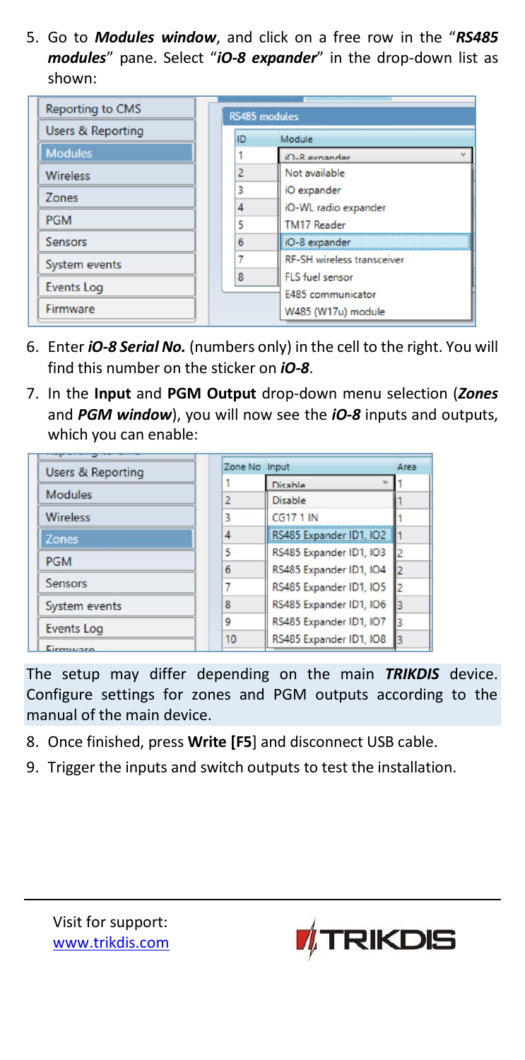5. Go to ***Modules window***, and click on a free row in the "***RS485 modules***" pane. Select "***iO-8 expander***" in the drop-down list as shown:

Reporting to CMS
Users & Reporting
Modules
Wireless
Zones
PGM
Sensors
System events
Events Log
Firmware

RS485 modules

| ID | Module |
| --- | --- |
| 1 | iO-8 expander |
| 2 | Not available |
| 3 | iO expander |
| 4 | iO-WL radio expander |
| 5 | TM17 Reader |
| 6 | iO-8 expander |
| 7 | RF-SH wireless transceiver |
| 8 | FLS fuel sensor |
| | E485 communicator |
| | W485 (W17u) module |

6. Enter ***iO-8 Serial No.*** (numbers only) in the cell to the right. You will find this number on the sticker on ***iO-8***.
7. In the **Input** and **PGM Output** drop-down menu selection (***Zones*** and ***PGM window***), you will now see the ***iO-8*** inputs and outputs, which you can enable:

Users & Reporting
Modules
Wireless
Zones
PGM
Sensors
System events
Events Log
Firmware

| Zone No | Input | Area |
| --- | --- | --- |
| 1 | Disable | 1 |
| 2 | Disable | 1 |
| 3 | CG17 1 IN | 1 |
| 4 | RS485 Expander ID1, IO2 | 1 |
| 5 | RS485 Expander ID1, IO3 | 2 |
| 6 | RS485 Expander ID1, IO4 | 2 |
| 7 | RS485 Expander ID1, IO5 | 2 |
| 8 | RS485 Expander ID1, IO6 | 3 |
| 9 | RS485 Expander ID1, IO7 | 3 |
| 10 | RS485 Expander ID1, IO8 | 3 |

The setup may differ depending on the main ***TRIKDIS*** device. Configure settings for zones and PGM outputs according to the manual of the main device.

8. Once finished, press **Write [F5]** and disconnect USB cable.
9. Trigger the inputs and switch outputs to test the installation.

Visit for support:
www.trikdis.com

TRIKDIS